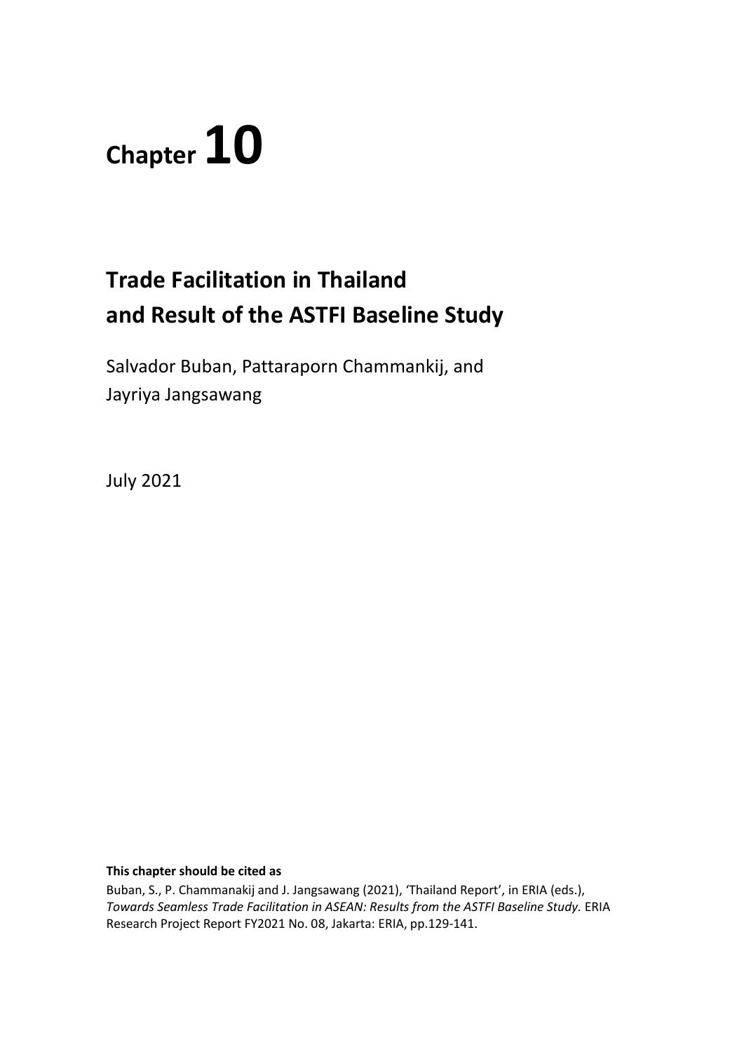# Chapter 10

## Trade Facilitation in Thailand and Result of the ASTFI Baseline Study

Salvador Buban, Pattaraporn Chammankij, and Jayriya Jangsawang

July 2021

**This chapter should be cited as**

Buban, S., P. Chammanakij and J. Jangsawang (2021), 'Thailand Report', in ERIA (eds.), *Towards Seamless Trade Facilitation in ASEAN: Results from the ASTFI Baseline Study.* ERIA Research Project Report FY2021 No. 08, Jakarta: ERIA, pp.129-141.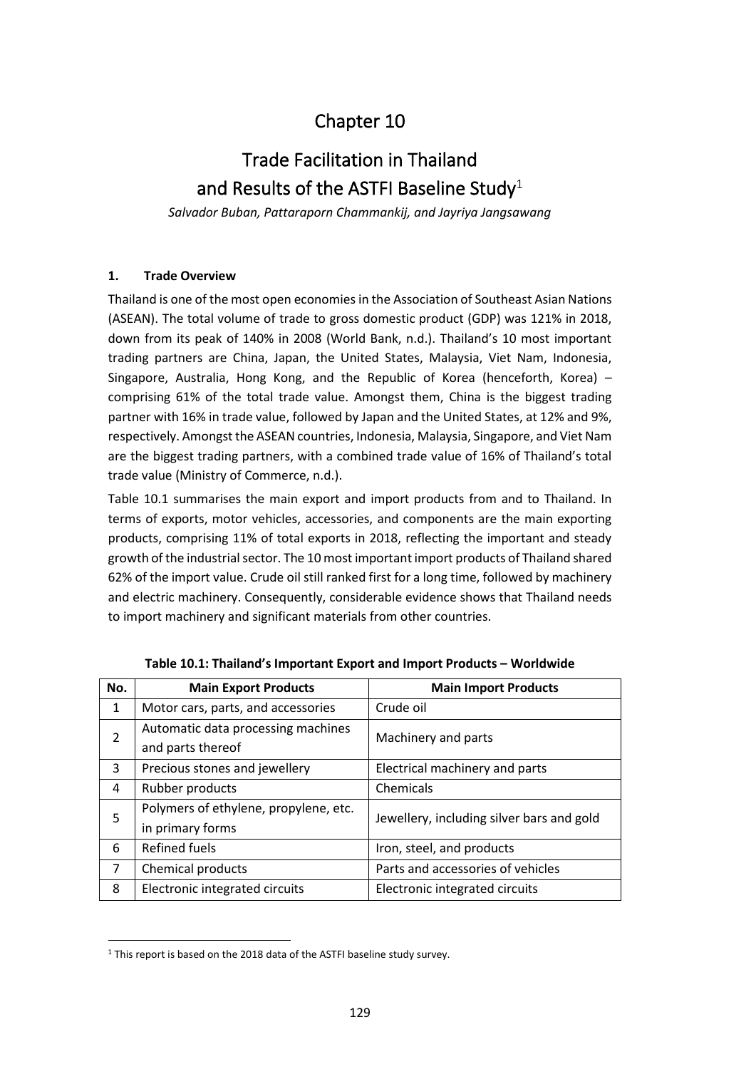# Chapter 10

# Trade Facilitation in Thailand and Results of the ASTFI Baseline Study[1]

*Salvador Buban, Pattaraporn Chammankij, and Jayriya Jangsawang*

## 1. Trade Overview

Thailand is one of the most open economies in the Association of Southeast Asian Nations (ASEAN). The total volume of trade to gross domestic product (GDP) was 121% in 2018, down from its peak of 140% in 2008 (World Bank, n.d.). Thailand's 10 most important trading partners are China, Japan, the United States, Malaysia, Viet Nam, Indonesia, Singapore, Australia, Hong Kong, and the Republic of Korea (henceforth, Korea) – comprising 61% of the total trade value. Amongst them, China is the biggest trading partner with 16% in trade value, followed by Japan and the United States, at 12% and 9%, respectively. Amongst the ASEAN countries, Indonesia, Malaysia, Singapore, and Viet Nam are the biggest trading partners, with a combined trade value of 16% of Thailand's total trade value (Ministry of Commerce, n.d.).

Table 10.1 summarises the main export and import products from and to Thailand. In terms of exports, motor vehicles, accessories, and components are the main exporting products, comprising 11% of total exports in 2018, reflecting the important and steady growth of the industrial sector. The 10 most important import products of Thailand shared 62% of the import value. Crude oil still ranked first for a long time, followed by machinery and electric machinery. Consequently, considerable evidence shows that Thailand needs to import machinery and significant materials from other countries.

**Table 10.1: Thailand's Important Export and Import Products – Worldwide**

| No. | Main Export Products | Main Import Products |
|---|---|---|
| 1 | Motor cars, parts, and accessories | Crude oil |
| 2 | Automatic data processing machines and parts thereof | Machinery and parts |
| 3 | Precious stones and jewellery | Electrical machinery and parts |
| 4 | Rubber products | Chemicals |
| 5 | Polymers of ethylene, propylene, etc. in primary forms | Jewellery, including silver bars and gold |
| 6 | Refined fuels | Iron, steel, and products |
| 7 | Chemical products | Parts and accessories of vehicles |
| 8 | Electronic integrated circuits | Electronic integrated circuits |

[1] This report is based on the 2018 data of the ASTFI baseline study survey.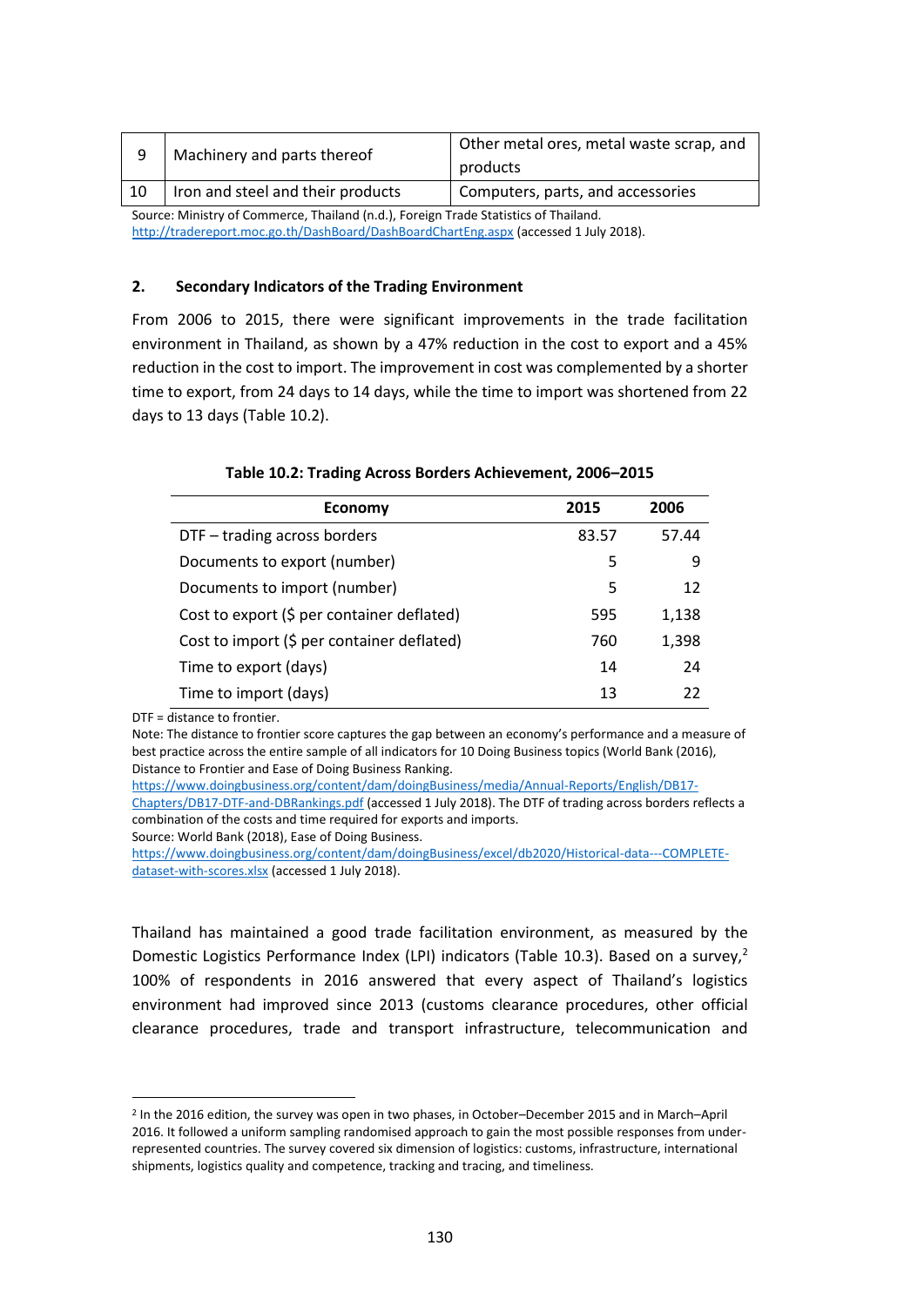| 9 | Machinery and parts thereof | Other metal ores, metal waste scrap, and products |
|---|---|---|
| 10 | Iron and steel and their products | Computers, parts, and accessories |

Source: Ministry of Commerce, Thailand (n.d.), Foreign Trade Statistics of Thailand. http://tradereport.moc.go.th/DashBoard/DashBoardChartEng.aspx (accessed 1 July 2018).

## 2. Secondary Indicators of the Trading Environment

From 2006 to 2015, there were significant improvements in the trade facilitation environment in Thailand, as shown by a 47% reduction in the cost to export and a 45% reduction in the cost to import. The improvement in cost was complemented by a shorter time to export, from 24 days to 14 days, while the time to import was shortened from 22 days to 13 days (Table 10.2).

**Table 10.2: Trading Across Borders Achievement, 2006–2015**

| Economy | 2015 | 2006 |
|---|---|---|
| DTF – trading across borders | 83.57 | 57.44 |
| Documents to export (number) | 5 | 9 |
| Documents to import (number) | 5 | 12 |
| Cost to export ($ per container deflated) | 595 | 1,138 |
| Cost to import ($ per container deflated) | 760 | 1,398 |
| Time to export (days) | 14 | 24 |
| Time to import (days) | 13 | 22 |

DTF = distance to frontier.

Note: The distance to frontier score captures the gap between an economy's performance and a measure of best practice across the entire sample of all indicators for 10 Doing Business topics (World Bank (2016), Distance to Frontier and Ease of Doing Business Ranking. https://www.doingbusiness.org/content/dam/doingBusiness/media/Annual-Reports/English/DB17-Chapters/DB17-DTF-and-DBRankings.pdf (accessed 1 July 2018). The DTF of trading across borders reflects a combination of the costs and time required for exports and imports.

Source: World Bank (2018), Ease of Doing Business. https://www.doingbusiness.org/content/dam/doingBusiness/excel/db2020/Historical-data---COMPLETE-dataset-with-scores.xlsx (accessed 1 July 2018).

Thailand has maintained a good trade facilitation environment, as measured by the Domestic Logistics Performance Index (LPI) indicators (Table 10.3). Based on a survey,[2] 100% of respondents in 2016 answered that every aspect of Thailand's logistics environment had improved since 2013 (customs clearance procedures, other official clearance procedures, trade and transport infrastructure, telecommunication and

[2] In the 2016 edition, the survey was open in two phases, in October–December 2015 and in March–April 2016. It followed a uniform sampling randomised approach to gain the most possible responses from under-represented countries. The survey covered six dimension of logistics: customs, infrastructure, international shipments, logistics quality and competence, tracking and tracing, and timeliness.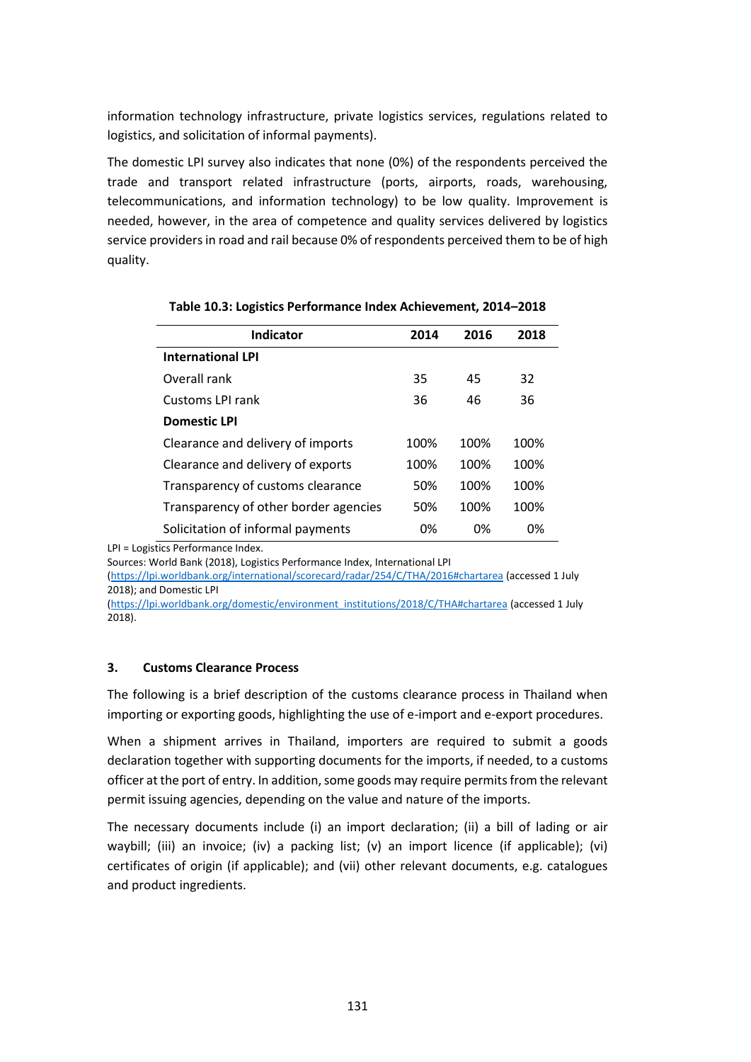information technology infrastructure, private logistics services, regulations related to logistics, and solicitation of informal payments).

The domestic LPI survey also indicates that none (0%) of the respondents perceived the trade and transport related infrastructure (ports, airports, roads, warehousing, telecommunications, and information technology) to be low quality. Improvement is needed, however, in the area of competence and quality services delivered by logistics service providers in road and rail because 0% of respondents perceived them to be of high quality.

**Table 10.3: Logistics Performance Index Achievement, 2014–2018**

| Indicator | 2014 | 2016 | 2018 |
|---|---|---|---|
| **International LPI** | | | |
| Overall rank | 35 | 45 | 32 |
| Customs LPI rank | 36 | 46 | 36 |
| **Domestic LPI** | | | |
| Clearance and delivery of imports | 100% | 100% | 100% |
| Clearance and delivery of exports | 100% | 100% | 100% |
| Transparency of customs clearance | 50% | 100% | 100% |
| Transparency of other border agencies | 50% | 100% | 100% |
| Solicitation of informal payments | 0% | 0% | 0% |

LPI = Logistics Performance Index.

Sources: World Bank (2018), Logistics Performance Index, International LPI (https://lpi.worldbank.org/international/scorecard/radar/254/C/THA/2016#chartarea (accessed 1 July 2018); and Domestic LPI (https://lpi.worldbank.org/domestic/environment_institutions/2018/C/THA#chartarea (accessed 1 July 2018).

### 3. Customs Clearance Process

The following is a brief description of the customs clearance process in Thailand when importing or exporting goods, highlighting the use of e-import and e-export procedures.

When a shipment arrives in Thailand, importers are required to submit a goods declaration together with supporting documents for the imports, if needed, to a customs officer at the port of entry. In addition, some goods may require permits from the relevant permit issuing agencies, depending on the value and nature of the imports.

The necessary documents include (i) an import declaration; (ii) a bill of lading or air waybill; (iii) an invoice; (iv) a packing list; (v) an import licence (if applicable); (vi) certificates of origin (if applicable); and (vii) other relevant documents, e.g. catalogues and product ingredients.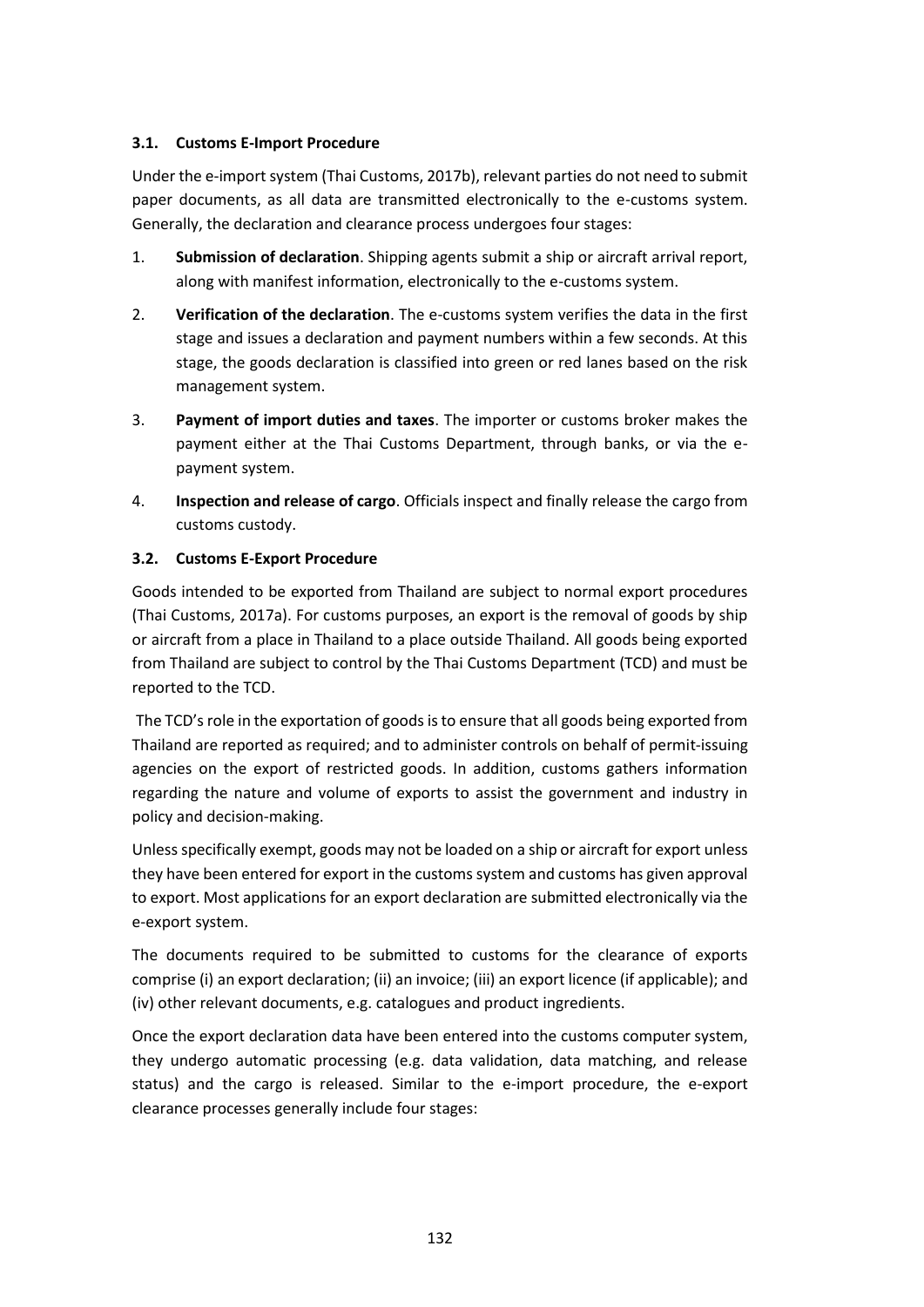### 3.1. Customs E-Import Procedure

Under the e-import system (Thai Customs, 2017b), relevant parties do not need to submit paper documents, as all data are transmitted electronically to the e-customs system. Generally, the declaration and clearance process undergoes four stages:

1. **Submission of declaration**. Shipping agents submit a ship or aircraft arrival report, along with manifest information, electronically to the e-customs system.
2. **Verification of the declaration**. The e-customs system verifies the data in the first stage and issues a declaration and payment numbers within a few seconds. At this stage, the goods declaration is classified into green or red lanes based on the risk management system.
3. **Payment of import duties and taxes**. The importer or customs broker makes the payment either at the Thai Customs Department, through banks, or via the e-payment system.
4. **Inspection and release of cargo**. Officials inspect and finally release the cargo from customs custody.

### 3.2. Customs E-Export Procedure

Goods intended to be exported from Thailand are subject to normal export procedures (Thai Customs, 2017a). For customs purposes, an export is the removal of goods by ship or aircraft from a place in Thailand to a place outside Thailand. All goods being exported from Thailand are subject to control by the Thai Customs Department (TCD) and must be reported to the TCD.

The TCD's role in the exportation of goods is to ensure that all goods being exported from Thailand are reported as required; and to administer controls on behalf of permit-issuing agencies on the export of restricted goods. In addition, customs gathers information regarding the nature and volume of exports to assist the government and industry in policy and decision-making.

Unless specifically exempt, goods may not be loaded on a ship or aircraft for export unless they have been entered for export in the customs system and customs has given approval to export. Most applications for an export declaration are submitted electronically via the e-export system.

The documents required to be submitted to customs for the clearance of exports comprise (i) an export declaration; (ii) an invoice; (iii) an export licence (if applicable); and (iv) other relevant documents, e.g. catalogues and product ingredients.

Once the export declaration data have been entered into the customs computer system, they undergo automatic processing (e.g. data validation, data matching, and release status) and the cargo is released. Similar to the e-import procedure, the e-export clearance processes generally include four stages: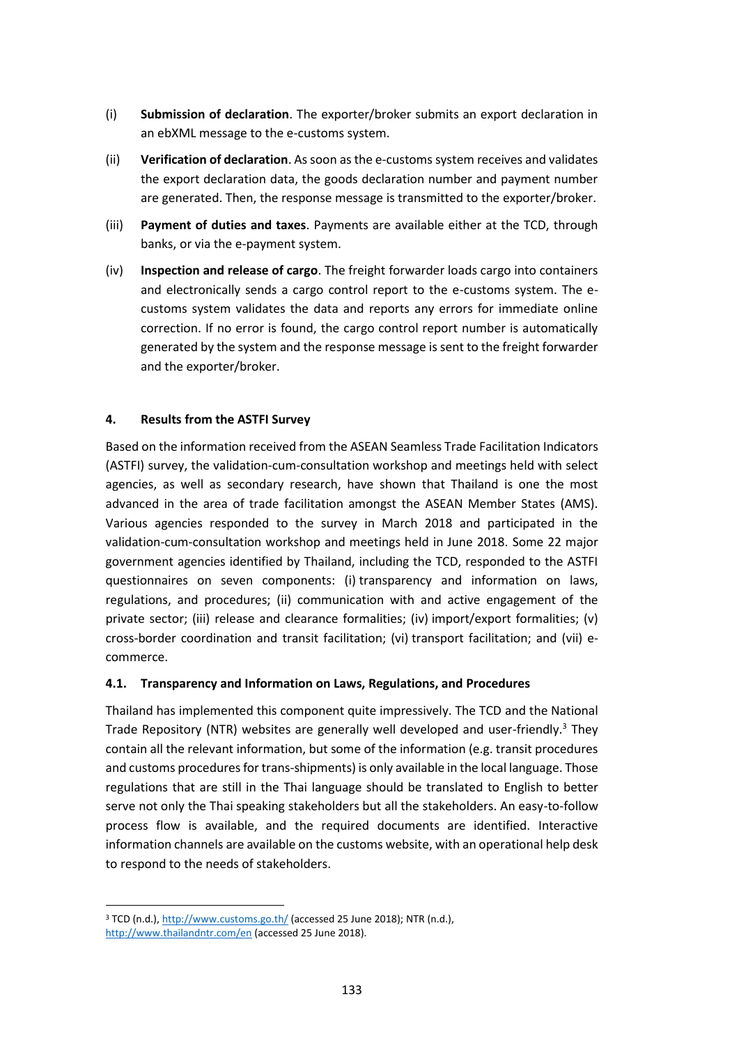(i) **Submission of declaration**. The exporter/broker submits an export declaration in an ebXML message to the e-customs system.

(ii) **Verification of declaration**. As soon as the e-customs system receives and validates the export declaration data, the goods declaration number and payment number are generated. Then, the response message is transmitted to the exporter/broker.

(iii) **Payment of duties and taxes**. Payments are available either at the TCD, through banks, or via the e-payment system.

(iv) **Inspection and release of cargo**. The freight forwarder loads cargo into containers and electronically sends a cargo control report to the e-customs system. The e-customs system validates the data and reports any errors for immediate online correction. If no error is found, the cargo control report number is automatically generated by the system and the response message is sent to the freight forwarder and the exporter/broker.

## 4. Results from the ASTFI Survey

Based on the information received from the ASEAN Seamless Trade Facilitation Indicators (ASTFI) survey, the validation-cum-consultation workshop and meetings held with select agencies, as well as secondary research, have shown that Thailand is one the most advanced in the area of trade facilitation amongst the ASEAN Member States (AMS). Various agencies responded to the survey in March 2018 and participated in the validation-cum-consultation workshop and meetings held in June 2018. Some 22 major government agencies identified by Thailand, including the TCD, responded to the ASTFI questionnaires on seven components: (i) transparency and information on laws, regulations, and procedures; (ii) communication with and active engagement of the private sector; (iii) release and clearance formalities; (iv) import/export formalities; (v) cross-border coordination and transit facilitation; (vi) transport facilitation; and (vii) e-commerce.

### 4.1. Transparency and Information on Laws, Regulations, and Procedures

Thailand has implemented this component quite impressively. The TCD and the National Trade Repository (NTR) websites are generally well developed and user-friendly.[3] They contain all the relevant information, but some of the information (e.g. transit procedures and customs procedures for trans-shipments) is only available in the local language. Those regulations that are still in the Thai language should be translated to English to better serve not only the Thai speaking stakeholders but all the stakeholders. An easy-to-follow process flow is available, and the required documents are identified. Interactive information channels are available on the customs website, with an operational help desk to respond to the needs of stakeholders.

---

[3] TCD (n.d.), http://www.customs.go.th/ (accessed 25 June 2018); NTR (n.d.), http://www.thailandntr.com/en (accessed 25 June 2018).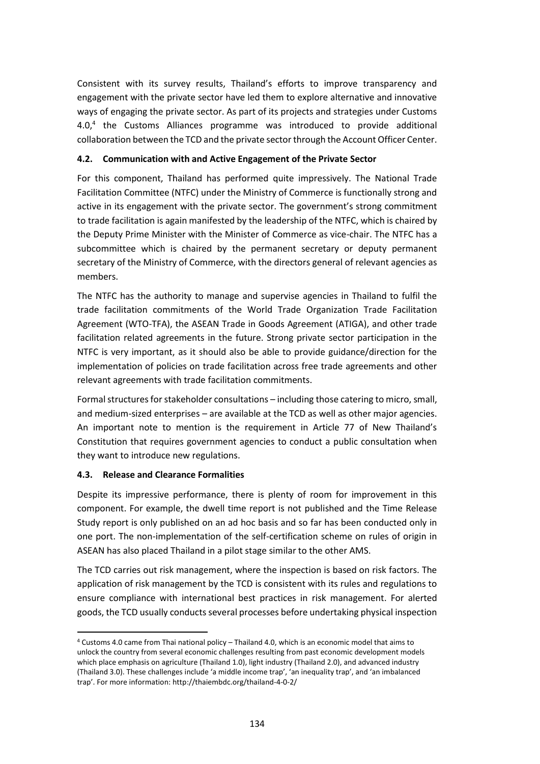Consistent with its survey results, Thailand's efforts to improve transparency and engagement with the private sector have led them to explore alternative and innovative ways of engaging the private sector. As part of its projects and strategies under Customs 4.0,[4] the Customs Alliances programme was introduced to provide additional collaboration between the TCD and the private sector through the Account Officer Center.

### 4.2. Communication with and Active Engagement of the Private Sector

For this component, Thailand has performed quite impressively. The National Trade Facilitation Committee (NTFC) under the Ministry of Commerce is functionally strong and active in its engagement with the private sector. The government's strong commitment to trade facilitation is again manifested by the leadership of the NTFC, which is chaired by the Deputy Prime Minister with the Minister of Commerce as vice-chair. The NTFC has a subcommittee which is chaired by the permanent secretary or deputy permanent secretary of the Ministry of Commerce, with the directors general of relevant agencies as members.

The NTFC has the authority to manage and supervise agencies in Thailand to fulfil the trade facilitation commitments of the World Trade Organization Trade Facilitation Agreement (WTO-TFA), the ASEAN Trade in Goods Agreement (ATIGA), and other trade facilitation related agreements in the future. Strong private sector participation in the NTFC is very important, as it should also be able to provide guidance/direction for the implementation of policies on trade facilitation across free trade agreements and other relevant agreements with trade facilitation commitments.

Formal structures for stakeholder consultations – including those catering to micro, small, and medium-sized enterprises – are available at the TCD as well as other major agencies. An important note to mention is the requirement in Article 77 of New Thailand's Constitution that requires government agencies to conduct a public consultation when they want to introduce new regulations.

### 4.3. Release and Clearance Formalities

Despite its impressive performance, there is plenty of room for improvement in this component. For example, the dwell time report is not published and the Time Release Study report is only published on an ad hoc basis and so far has been conducted only in one port. The non-implementation of the self-certification scheme on rules of origin in ASEAN has also placed Thailand in a pilot stage similar to the other AMS.

The TCD carries out risk management, where the inspection is based on risk factors. The application of risk management by the TCD is consistent with its rules and regulations to ensure compliance with international best practices in risk management. For alerted goods, the TCD usually conducts several processes before undertaking physical inspection

[4] Customs 4.0 came from Thai national policy – Thailand 4.0, which is an economic model that aims to unlock the country from several economic challenges resulting from past economic development models which place emphasis on agriculture (Thailand 1.0), light industry (Thailand 2.0), and advanced industry (Thailand 3.0). These challenges include 'a middle income trap', 'an inequality trap', and 'an imbalanced trap'. For more information: http://thaiembdc.org/thailand-4-0-2/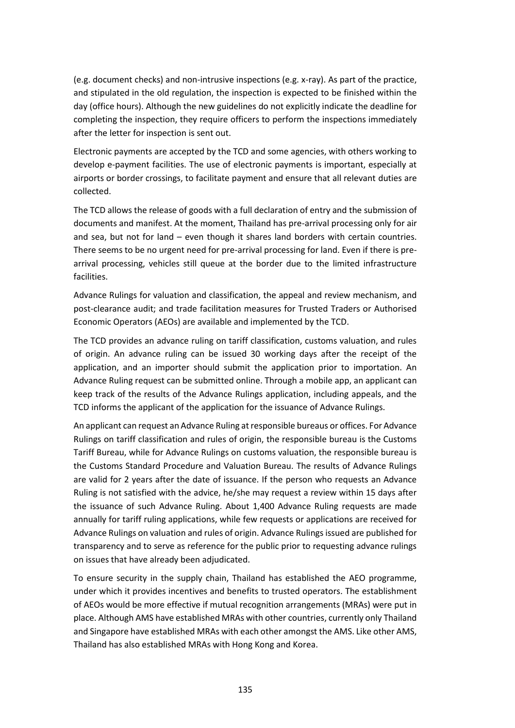(e.g. document checks) and non-intrusive inspections (e.g. x-ray). As part of the practice, and stipulated in the old regulation, the inspection is expected to be finished within the day (office hours). Although the new guidelines do not explicitly indicate the deadline for completing the inspection, they require officers to perform the inspections immediately after the letter for inspection is sent out.

Electronic payments are accepted by the TCD and some agencies, with others working to develop e-payment facilities. The use of electronic payments is important, especially at airports or border crossings, to facilitate payment and ensure that all relevant duties are collected.

The TCD allows the release of goods with a full declaration of entry and the submission of documents and manifest. At the moment, Thailand has pre-arrival processing only for air and sea, but not for land – even though it shares land borders with certain countries. There seems to be no urgent need for pre-arrival processing for land. Even if there is pre-arrival processing, vehicles still queue at the border due to the limited infrastructure facilities.

Advance Rulings for valuation and classification, the appeal and review mechanism, and post-clearance audit; and trade facilitation measures for Trusted Traders or Authorised Economic Operators (AEOs) are available and implemented by the TCD.

The TCD provides an advance ruling on tariff classification, customs valuation, and rules of origin. An advance ruling can be issued 30 working days after the receipt of the application, and an importer should submit the application prior to importation. An Advance Ruling request can be submitted online. Through a mobile app, an applicant can keep track of the results of the Advance Rulings application, including appeals, and the TCD informs the applicant of the application for the issuance of Advance Rulings.

An applicant can request an Advance Ruling at responsible bureaus or offices. For Advance Rulings on tariff classification and rules of origin, the responsible bureau is the Customs Tariff Bureau, while for Advance Rulings on customs valuation, the responsible bureau is the Customs Standard Procedure and Valuation Bureau. The results of Advance Rulings are valid for 2 years after the date of issuance. If the person who requests an Advance Ruling is not satisfied with the advice, he/she may request a review within 15 days after the issuance of such Advance Ruling. About 1,400 Advance Ruling requests are made annually for tariff ruling applications, while few requests or applications are received for Advance Rulings on valuation and rules of origin. Advance Rulings issued are published for transparency and to serve as reference for the public prior to requesting advance rulings on issues that have already been adjudicated.

To ensure security in the supply chain, Thailand has established the AEO programme, under which it provides incentives and benefits to trusted operators. The establishment of AEOs would be more effective if mutual recognition arrangements (MRAs) were put in place. Although AMS have established MRAs with other countries, currently only Thailand and Singapore have established MRAs with each other amongst the AMS. Like other AMS, Thailand has also established MRAs with Hong Kong and Korea.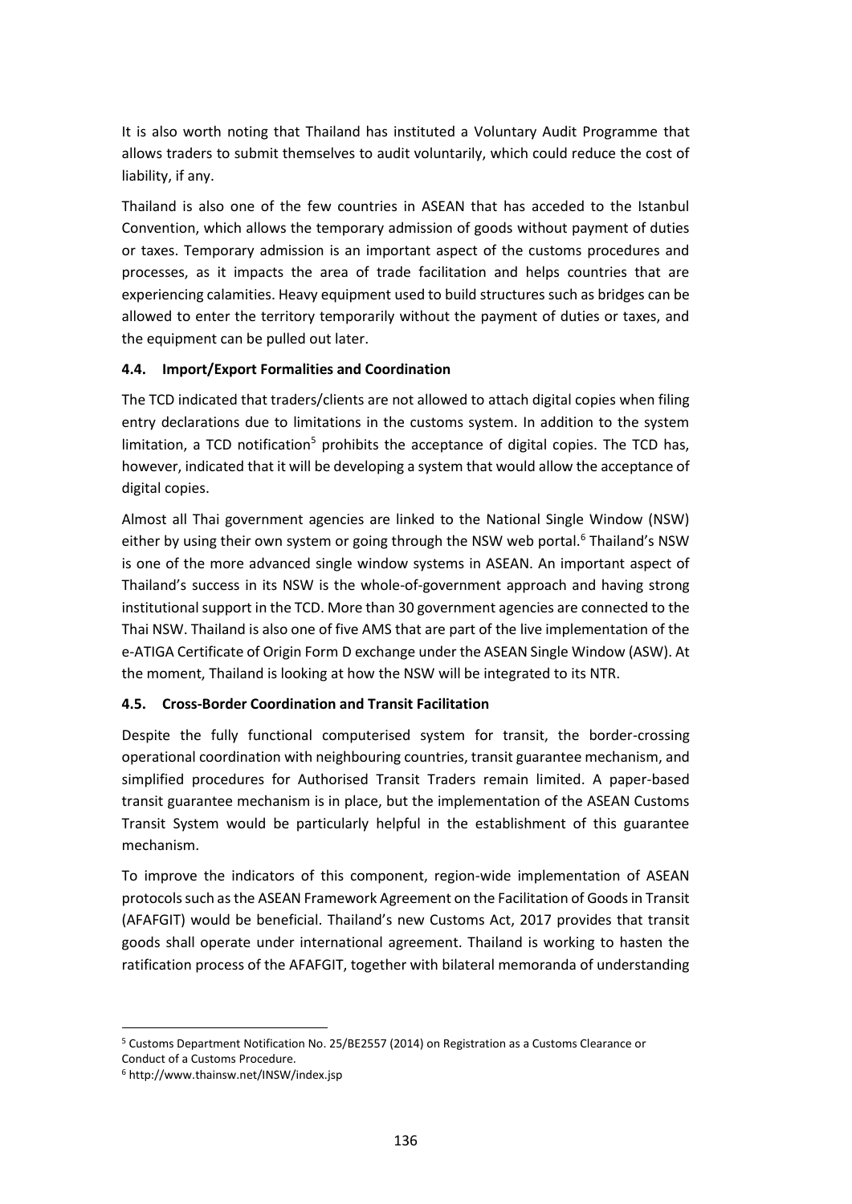It is also worth noting that Thailand has instituted a Voluntary Audit Programme that allows traders to submit themselves to audit voluntarily, which could reduce the cost of liability, if any.

Thailand is also one of the few countries in ASEAN that has acceded to the Istanbul Convention, which allows the temporary admission of goods without payment of duties or taxes. Temporary admission is an important aspect of the customs procedures and processes, as it impacts the area of trade facilitation and helps countries that are experiencing calamities. Heavy equipment used to build structures such as bridges can be allowed to enter the territory temporarily without the payment of duties or taxes, and the equipment can be pulled out later.

### 4.4. Import/Export Formalities and Coordination

The TCD indicated that traders/clients are not allowed to attach digital copies when filing entry declarations due to limitations in the customs system. In addition to the system limitation, a TCD notification[5] prohibits the acceptance of digital copies. The TCD has, however, indicated that it will be developing a system that would allow the acceptance of digital copies.

Almost all Thai government agencies are linked to the National Single Window (NSW) either by using their own system or going through the NSW web portal.[6] Thailand's NSW is one of the more advanced single window systems in ASEAN. An important aspect of Thailand's success in its NSW is the whole-of-government approach and having strong institutional support in the TCD. More than 30 government agencies are connected to the Thai NSW. Thailand is also one of five AMS that are part of the live implementation of the e-ATIGA Certificate of Origin Form D exchange under the ASEAN Single Window (ASW). At the moment, Thailand is looking at how the NSW will be integrated to its NTR.

### 4.5. Cross-Border Coordination and Transit Facilitation

Despite the fully functional computerised system for transit, the border-crossing operational coordination with neighbouring countries, transit guarantee mechanism, and simplified procedures for Authorised Transit Traders remain limited. A paper-based transit guarantee mechanism is in place, but the implementation of the ASEAN Customs Transit System would be particularly helpful in the establishment of this guarantee mechanism.

To improve the indicators of this component, region-wide implementation of ASEAN protocols such as the ASEAN Framework Agreement on the Facilitation of Goods in Transit (AFAFGIT) would be beneficial. Thailand's new Customs Act, 2017 provides that transit goods shall operate under international agreement. Thailand is working to hasten the ratification process of the AFAFGIT, together with bilateral memoranda of understanding

---

[5] Customs Department Notification No. 25/BE2557 (2014) on Registration as a Customs Clearance or Conduct of a Customs Procedure.

[6] http://www.thainsw.net/INSW/index.jsp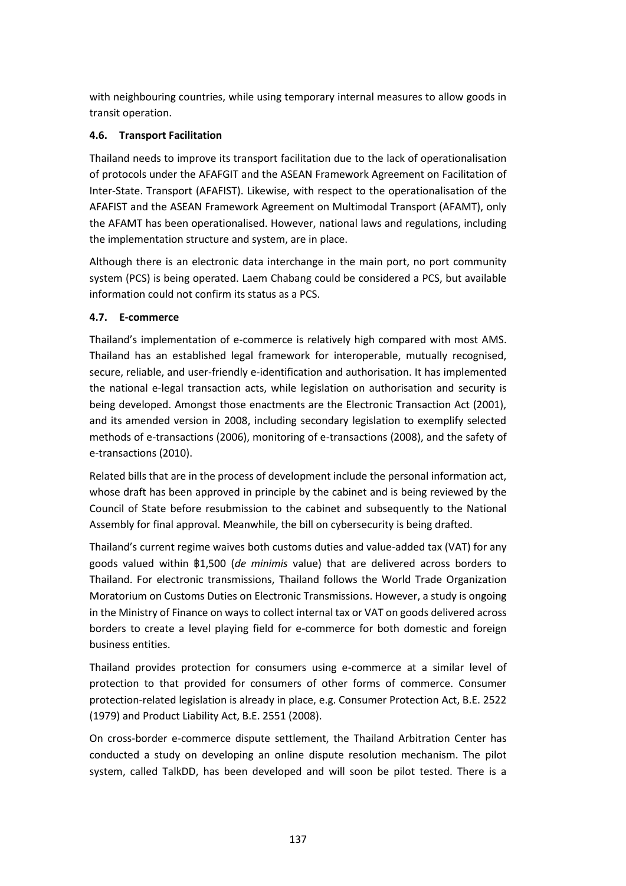with neighbouring countries, while using temporary internal measures to allow goods in transit operation.

### 4.6. Transport Facilitation

Thailand needs to improve its transport facilitation due to the lack of operationalisation of protocols under the AFAFGIT and the ASEAN Framework Agreement on Facilitation of Inter-State. Transport (AFAFIST). Likewise, with respect to the operationalisation of the AFAFIST and the ASEAN Framework Agreement on Multimodal Transport (AFAMT), only the AFAMT has been operationalised. However, national laws and regulations, including the implementation structure and system, are in place.

Although there is an electronic data interchange in the main port, no port community system (PCS) is being operated. Laem Chabang could be considered a PCS, but available information could not confirm its status as a PCS.

### 4.7. E-commerce

Thailand's implementation of e-commerce is relatively high compared with most AMS. Thailand has an established legal framework for interoperable, mutually recognised, secure, reliable, and user-friendly e-identification and authorisation. It has implemented the national e-legal transaction acts, while legislation on authorisation and security is being developed. Amongst those enactments are the Electronic Transaction Act (2001), and its amended version in 2008, including secondary legislation to exemplify selected methods of e-transactions (2006), monitoring of e-transactions (2008), and the safety of e-transactions (2010).

Related bills that are in the process of development include the personal information act, whose draft has been approved in principle by the cabinet and is being reviewed by the Council of State before resubmission to the cabinet and subsequently to the National Assembly for final approval. Meanwhile, the bill on cybersecurity is being drafted.

Thailand's current regime waives both customs duties and value-added tax (VAT) for any goods valued within ฿1,500 (*de minimis* value) that are delivered across borders to Thailand. For electronic transmissions, Thailand follows the World Trade Organization Moratorium on Customs Duties on Electronic Transmissions. However, a study is ongoing in the Ministry of Finance on ways to collect internal tax or VAT on goods delivered across borders to create a level playing field for e-commerce for both domestic and foreign business entities.

Thailand provides protection for consumers using e-commerce at a similar level of protection to that provided for consumers of other forms of commerce. Consumer protection-related legislation is already in place, e.g. Consumer Protection Act, B.E. 2522 (1979) and Product Liability Act, B.E. 2551 (2008).

On cross-border e-commerce dispute settlement, the Thailand Arbitration Center has conducted a study on developing an online dispute resolution mechanism. The pilot system, called TalkDD, has been developed and will soon be pilot tested. There is a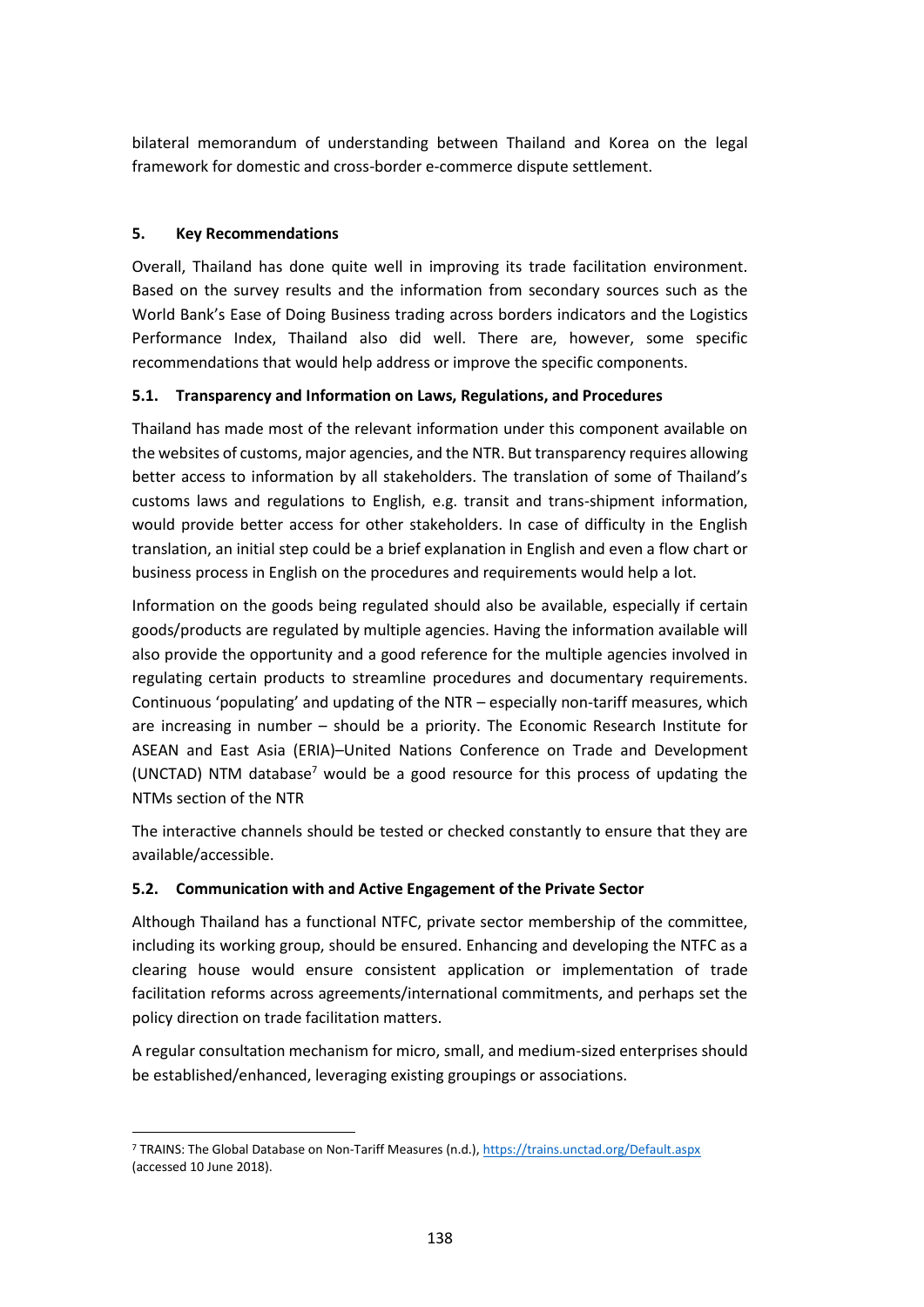bilateral memorandum of understanding between Thailand and Korea on the legal framework for domestic and cross-border e-commerce dispute settlement.

## 5. Key Recommendations

Overall, Thailand has done quite well in improving its trade facilitation environment. Based on the survey results and the information from secondary sources such as the World Bank's Ease of Doing Business trading across borders indicators and the Logistics Performance Index, Thailand also did well. There are, however, some specific recommendations that would help address or improve the specific components.

### 5.1. Transparency and Information on Laws, Regulations, and Procedures

Thailand has made most of the relevant information under this component available on the websites of customs, major agencies, and the NTR. But transparency requires allowing better access to information by all stakeholders. The translation of some of Thailand's customs laws and regulations to English, e.g. transit and trans-shipment information, would provide better access for other stakeholders. In case of difficulty in the English translation, an initial step could be a brief explanation in English and even a flow chart or business process in English on the procedures and requirements would help a lot.

Information on the goods being regulated should also be available, especially if certain goods/products are regulated by multiple agencies. Having the information available will also provide the opportunity and a good reference for the multiple agencies involved in regulating certain products to streamline procedures and documentary requirements. Continuous 'populating' and updating of the NTR – especially non-tariff measures, which are increasing in number – should be a priority. The Economic Research Institute for ASEAN and East Asia (ERIA)–United Nations Conference on Trade and Development (UNCTAD) NTM database[7] would be a good resource for this process of updating the NTMs section of the NTR

The interactive channels should be tested or checked constantly to ensure that they are available/accessible.

### 5.2. Communication with and Active Engagement of the Private Sector

Although Thailand has a functional NTFC, private sector membership of the committee, including its working group, should be ensured. Enhancing and developing the NTFC as a clearing house would ensure consistent application or implementation of trade facilitation reforms across agreements/international commitments, and perhaps set the policy direction on trade facilitation matters.

A regular consultation mechanism for micro, small, and medium-sized enterprises should be established/enhanced, leveraging existing groupings or associations.

---

[7] TRAINS: The Global Database on Non-Tariff Measures (n.d.), https://trains.unctad.org/Default.aspx (accessed 10 June 2018).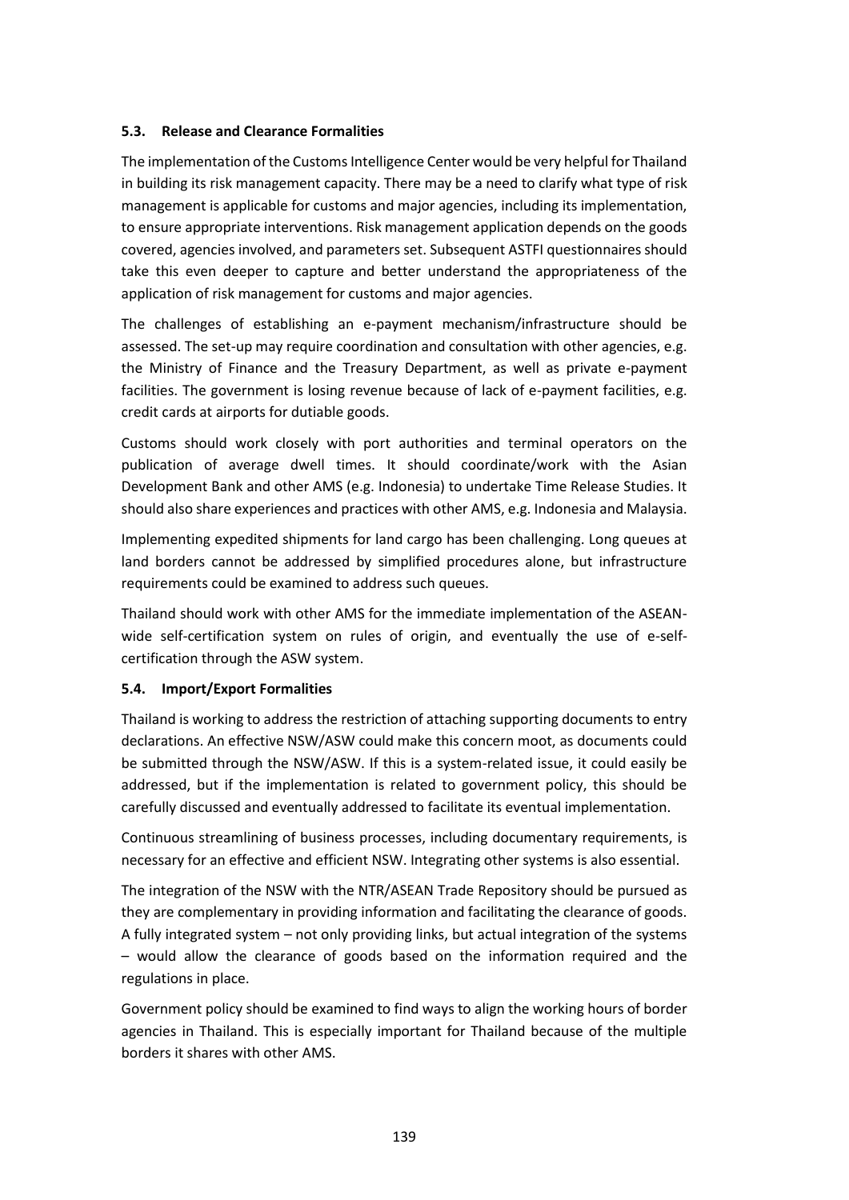### 5.3. Release and Clearance Formalities

The implementation of the Customs Intelligence Center would be very helpful for Thailand in building its risk management capacity. There may be a need to clarify what type of risk management is applicable for customs and major agencies, including its implementation, to ensure appropriate interventions. Risk management application depends on the goods covered, agencies involved, and parameters set. Subsequent ASTFI questionnaires should take this even deeper to capture and better understand the appropriateness of the application of risk management for customs and major agencies.

The challenges of establishing an e-payment mechanism/infrastructure should be assessed. The set-up may require coordination and consultation with other agencies, e.g. the Ministry of Finance and the Treasury Department, as well as private e-payment facilities. The government is losing revenue because of lack of e-payment facilities, e.g. credit cards at airports for dutiable goods.

Customs should work closely with port authorities and terminal operators on the publication of average dwell times. It should coordinate/work with the Asian Development Bank and other AMS (e.g. Indonesia) to undertake Time Release Studies. It should also share experiences and practices with other AMS, e.g. Indonesia and Malaysia.

Implementing expedited shipments for land cargo has been challenging. Long queues at land borders cannot be addressed by simplified procedures alone, but infrastructure requirements could be examined to address such queues.

Thailand should work with other AMS for the immediate implementation of the ASEAN-wide self-certification system on rules of origin, and eventually the use of e-self-certification through the ASW system.

### 5.4. Import/Export Formalities

Thailand is working to address the restriction of attaching supporting documents to entry declarations. An effective NSW/ASW could make this concern moot, as documents could be submitted through the NSW/ASW. If this is a system-related issue, it could easily be addressed, but if the implementation is related to government policy, this should be carefully discussed and eventually addressed to facilitate its eventual implementation.

Continuous streamlining of business processes, including documentary requirements, is necessary for an effective and efficient NSW. Integrating other systems is also essential.

The integration of the NSW with the NTR/ASEAN Trade Repository should be pursued as they are complementary in providing information and facilitating the clearance of goods. A fully integrated system – not only providing links, but actual integration of the systems – would allow the clearance of goods based on the information required and the regulations in place.

Government policy should be examined to find ways to align the working hours of border agencies in Thailand. This is especially important for Thailand because of the multiple borders it shares with other AMS.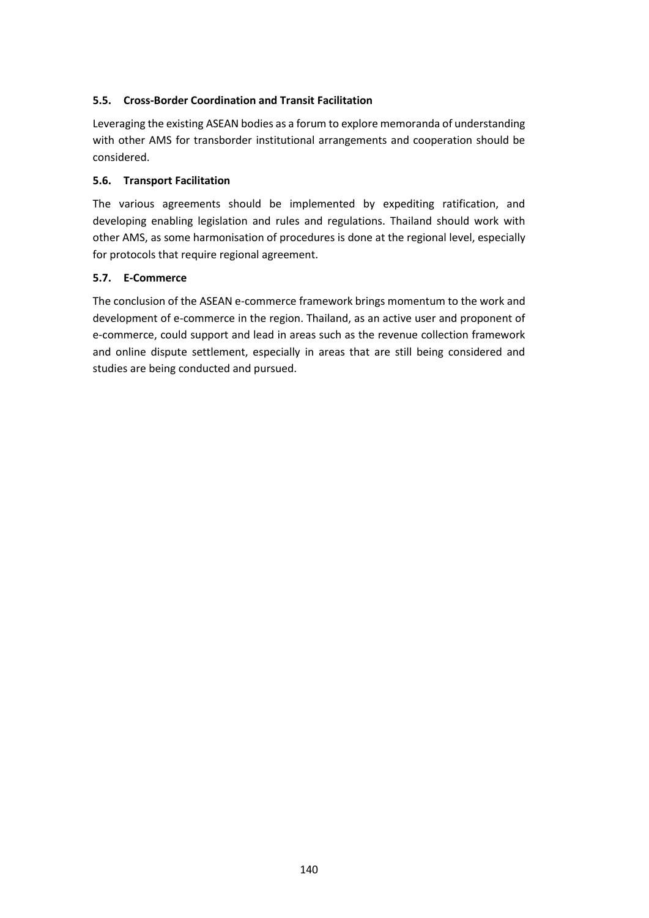### 5.5. Cross-Border Coordination and Transit Facilitation

Leveraging the existing ASEAN bodies as a forum to explore memoranda of understanding with other AMS for transborder institutional arrangements and cooperation should be considered.

### 5.6. Transport Facilitation

The various agreements should be implemented by expediting ratification, and developing enabling legislation and rules and regulations. Thailand should work with other AMS, as some harmonisation of procedures is done at the regional level, especially for protocols that require regional agreement.

### 5.7. E-Commerce

The conclusion of the ASEAN e-commerce framework brings momentum to the work and development of e-commerce in the region. Thailand, as an active user and proponent of e-commerce, could support and lead in areas such as the revenue collection framework and online dispute settlement, especially in areas that are still being considered and studies are being conducted and pursued.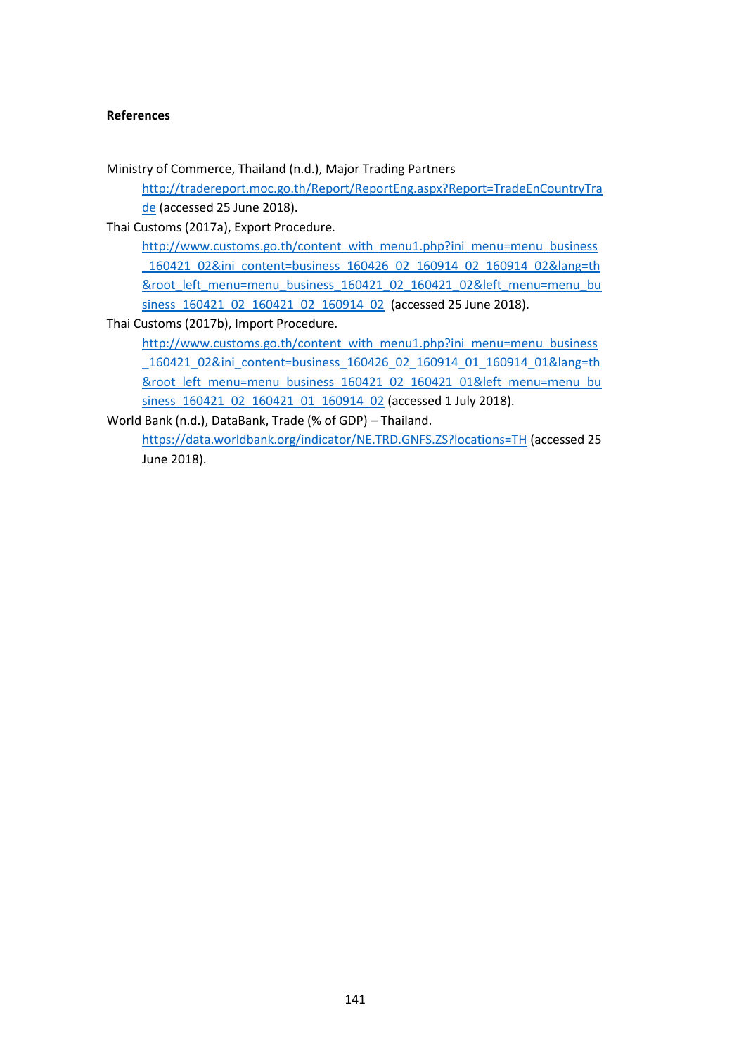**References**

Ministry of Commerce, Thailand (n.d.), Major Trading Partners http://tradereport.moc.go.th/Report/ReportEng.aspx?Report=TradeEnCountryTrade (accessed 25 June 2018).

Thai Customs (2017a), Export Procedure. http://www.customs.go.th/content_with_menu1.php?ini_menu=menu_business_160421_02&ini_content=business_160426_02_160914_02_160914_02&lang=th&root_left_menu=menu_business_160421_02_160421_02&left_menu=menu_business_160421_02_160421_02_160914_02 (accessed 25 June 2018).

Thai Customs (2017b), Import Procedure. http://www.customs.go.th/content_with_menu1.php?ini_menu=menu_business_160421_02&ini_content=business_160426_02_160914_01_160914_01&lang=th&root_left_menu=menu_business_160421_02_160421_01&left_menu=menu_business_160421_02_160421_01_160914_02 (accessed 1 July 2018).

World Bank (n.d.), DataBank, Trade (% of GDP) – Thailand. https://data.worldbank.org/indicator/NE.TRD.GNFS.ZS?locations=TH (accessed 25 June 2018).